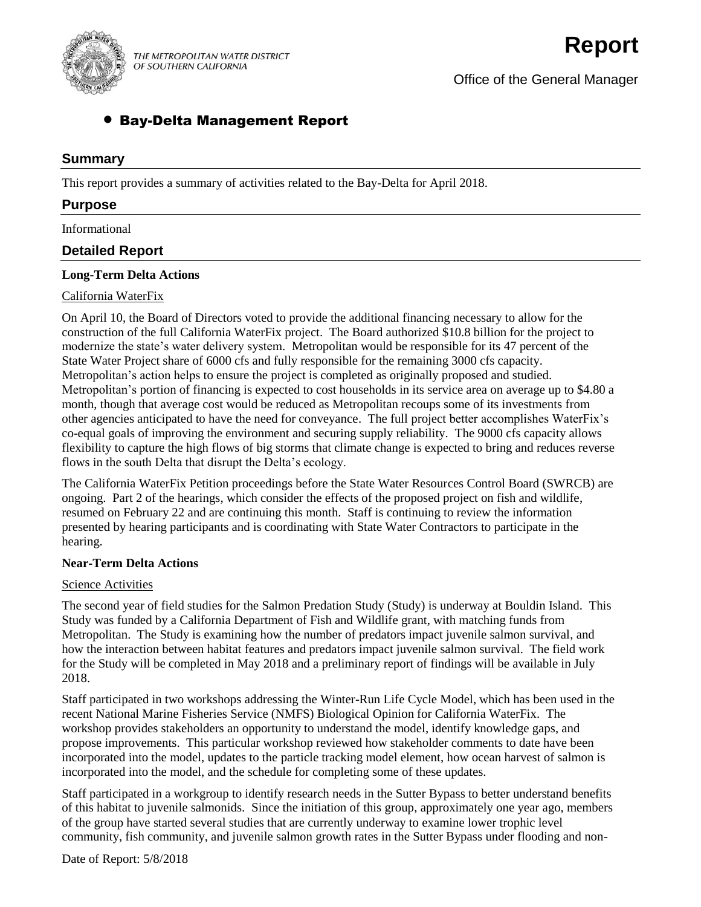THE METROPOLITAN WATER DISTRICT OF SOUTHERN CALIFORNIA

# Report

Office of the General Manager

## • Bay-Delta Management Report

## Summary

This report provides a summary of activities related to the Bay-Delta for April 2018.

## Purpose

Informational

## Detailed Report

**Long-Term Delta Actions**

California WaterFix

On April 10, the Board of Directors voted to provide the additional financing necessary to allow for the construction of the full California WaterFix project. The Board authorized $10.8 billion for the project to modernize the state's water delivery system. Metropolitan would be responsible for its 47 percent of the State Water Project share of 6000 cfs and fully responsible for the remaining 3000 cfs capacity. Metropolitan's action helps to ensure the project is completed as originally proposed and studied. Metropolitan's portion of financing is expected to cost households in its service area on average up to $4.80 a month, though that average cost would be reduced as Metropolitan recoups some of its investments from other agencies anticipated to have the need for conveyance. The full project better accomplishes WaterFix's co-equal goals of improving the environment and securing supply reliability. The 9000 cfs capacity allows flexibility to capture the high flows of big storms that climate change is expected to bring and reduces reverse flows in the south Delta that disrupt the Delta's ecology.

The California WaterFix Petition proceedings before the State Water Resources Control Board (SWRCB) are ongoing. Part 2 of the hearings, which consider the effects of the proposed project on fish and wildlife, resumed on February 22 and are continuing this month. Staff is continuing to review the information presented by hearing participants and is coordinating with State Water Contractors to participate in the hearing.

**Near-Term Delta Actions**

Science Activities

The second year of field studies for the Salmon Predation Study (Study) is underway at Bouldin Island. This Study was funded by a California Department of Fish and Wildlife grant, with matching funds from Metropolitan. The Study is examining how the number of predators impact juvenile salmon survival, and how the interaction between habitat features and predators impact juvenile salmon survival. The field work for the Study will be completed in May 2018 and a preliminary report of findings will be available in July 2018.

Staff participated in two workshops addressing the Winter-Run Life Cycle Model, which has been used in the recent National Marine Fisheries Service (NMFS) Biological Opinion for California WaterFix. The workshop provides stakeholders an opportunity to understand the model, identify knowledge gaps, and propose improvements. This particular workshop reviewed how stakeholder comments to date have been incorporated into the model, updates to the particle tracking model element, how ocean harvest of salmon is incorporated into the model, and the schedule for completing some of these updates.

Staff participated in a workgroup to identify research needs in the Sutter Bypass to better understand benefits of this habitat to juvenile salmonids. Since the initiation of this group, approximately one year ago, members of the group have started several studies that are currently underway to examine lower trophic level community, fish community, and juvenile salmon growth rates in the Sutter Bypass under flooding and non-

Date of Report: 5/8/2018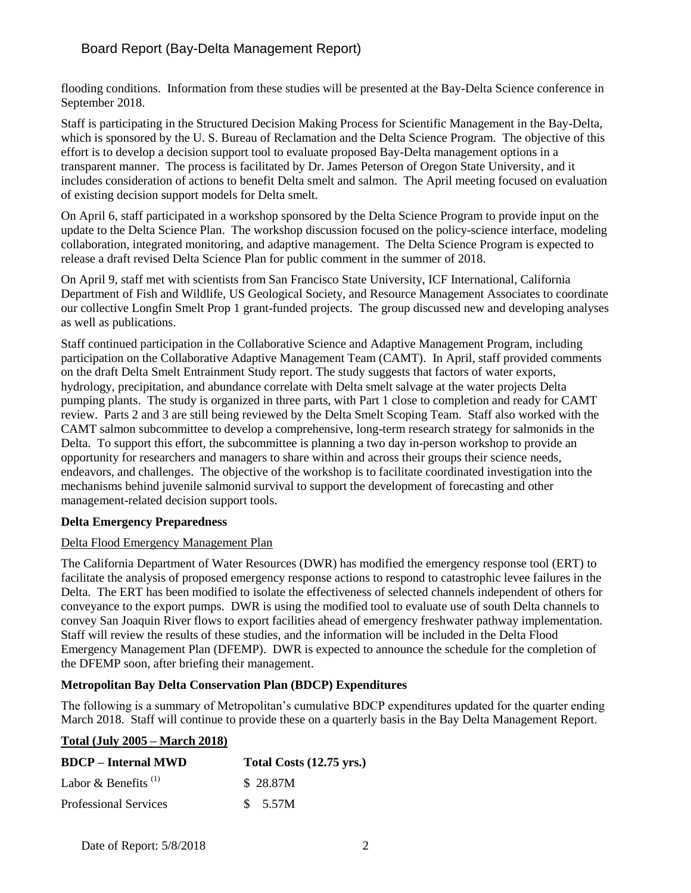flooding conditions. Information from these studies will be presented at the Bay-Delta Science conference in September 2018.

Staff is participating in the Structured Decision Making Process for Scientific Management in the Bay-Delta, which is sponsored by the U. S. Bureau of Reclamation and the Delta Science Program. The objective of this effort is to develop a decision support tool to evaluate proposed Bay-Delta management options in a transparent manner. The process is facilitated by Dr. James Peterson of Oregon State University, and it includes consideration of actions to benefit Delta smelt and salmon. The April meeting focused on evaluation of existing decision support models for Delta smelt.

On April 6, staff participated in a workshop sponsored by the Delta Science Program to provide input on the update to the Delta Science Plan. The workshop discussion focused on the policy-science interface, modeling collaboration, integrated monitoring, and adaptive management. The Delta Science Program is expected to release a draft revised Delta Science Plan for public comment in the summer of 2018.

On April 9, staff met with scientists from San Francisco State University, ICF International, California Department of Fish and Wildlife, US Geological Society, and Resource Management Associates to coordinate our collective Longfin Smelt Prop 1 grant-funded projects. The group discussed new and developing analyses as well as publications.

Staff continued participation in the Collaborative Science and Adaptive Management Program, including participation on the Collaborative Adaptive Management Team (CAMT). In April, staff provided comments on the draft Delta Smelt Entrainment Study report. The study suggests that factors of water exports, hydrology, precipitation, and abundance correlate with Delta smelt salvage at the water projects Delta pumping plants. The study is organized in three parts, with Part 1 close to completion and ready for CAMT review. Parts 2 and 3 are still being reviewed by the Delta Smelt Scoping Team. Staff also worked with the CAMT salmon subcommittee to develop a comprehensive, long-term research strategy for salmonids in the Delta. To support this effort, the subcommittee is planning a two day in-person workshop to provide an opportunity for researchers and managers to share within and across their groups their science needs, endeavors, and challenges. The objective of the workshop is to facilitate coordinated investigation into the mechanisms behind juvenile salmonid survival to support the development of forecasting and other management-related decision support tools.

**Delta Emergency Preparedness**

Delta Flood Emergency Management Plan

The California Department of Water Resources (DWR) has modified the emergency response tool (ERT) to facilitate the analysis of proposed emergency response actions to respond to catastrophic levee failures in the Delta. The ERT has been modified to isolate the effectiveness of selected channels independent of others for conveyance to the export pumps. DWR is using the modified tool to evaluate use of south Delta channels to convey San Joaquin River flows to export facilities ahead of emergency freshwater pathway implementation. Staff will review the results of these studies, and the information will be included in the Delta Flood Emergency Management Plan (DFEMP). DWR is expected to announce the schedule for the completion of the DFEMP soon, after briefing their management.

**Metropolitan Bay Delta Conservation Plan (BDCP) Expenditures**

The following is a summary of Metropolitan's cumulative BDCP expenditures updated for the quarter ending March 2018. Staff will continue to provide these on a quarterly basis in the Bay Delta Management Report.

**Total (July 2005 – March 2018)**

| **BDCP – Internal MWD** | **Total Costs (12.75 yrs.)** |
|---|---|
| Labor & Benefits [(1)] | $ 28.87M |
| Professional Services | $ 5.57M |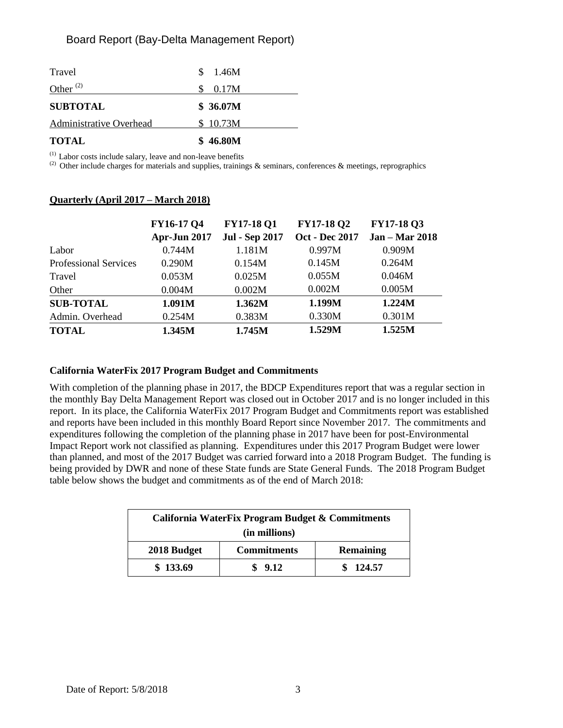| | |
|---|---|
| Travel | $ 1.46M |
| Other [(2)] | $ 0.17M |
| **SUBTOTAL** | **$ 36.07M** |
| Administrative Overhead | $ 10.73M |
| **TOTAL** | **$ 46.80M** |

[(1)] Labor costs include salary, leave and non-leave benefits

[(2)] Other include charges for materials and supplies, trainings & seminars, conferences & meetings, reprographics

**Quarterly (April 2017 – March 2018)**

| | FY16-17 Q4 Apr-Jun 2017 | FY17-18 Q1 Jul - Sep 2017 | FY17-18 Q2 Oct - Dec 2017 | FY17-18 Q3 Jan – Mar 2018 |
|---|---|---|---|---|
| Labor | 0.744M | 1.181M | 0.997M | 0.909M |
| Professional Services | 0.290M | 0.154M | 0.145M | 0.264M |
| Travel | 0.053M | 0.025M | 0.055M | 0.046M |
| Other | 0.004M | 0.002M | 0.002M | 0.005M |
| **SUB-TOTAL** | **1.091M** | **1.362M** | **1.199M** | **1.224M** |
| Admin. Overhead | 0.254M | 0.383M | 0.330M | 0.301M |
| **TOTAL** | **1.345M** | **1.745M** | **1.529M** | **1.525M** |

**California WaterFix 2017 Program Budget and Commitments**

With completion of the planning phase in 2017, the BDCP Expenditures report that was a regular section in the monthly Bay Delta Management Report was closed out in October 2017 and is no longer included in this report. In its place, the California WaterFix 2017 Program Budget and Commitments report was established and reports have been included in this monthly Board Report since November 2017. The commitments and expenditures following the completion of the planning phase in 2017 have been for post-Environmental Impact Report work not classified as planning. Expenditures under this 2017 Program Budget were lower than planned, and most of the 2017 Budget was carried forward into a 2018 Program Budget. The funding is being provided by DWR and none of these State funds are State General Funds. The 2018 Program Budget table below shows the budget and commitments as of the end of March 2018:

| California WaterFix Program Budget & Commitments (in millions) | | |
|---|---|---|
| **2018 Budget** | **Commitments** | **Remaining** |
| **$ 133.69** | **$ 9.12** | **$ 124.57** |